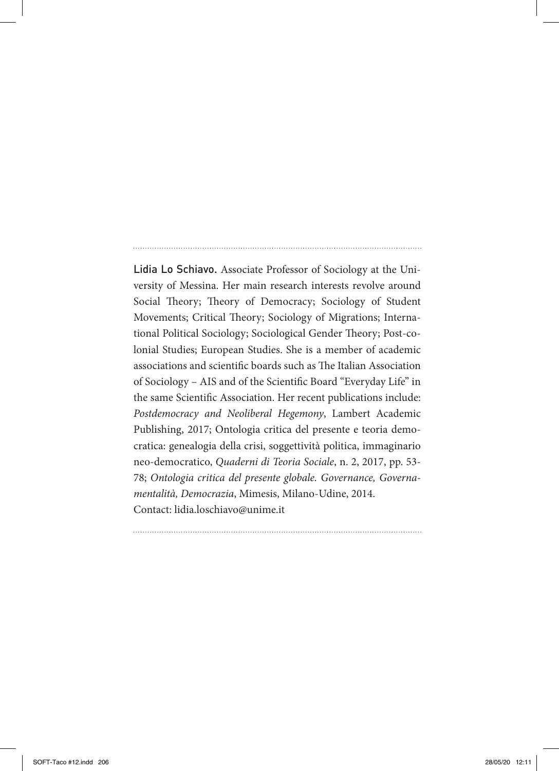**Lidia Lo Schiavo.** Associate Professor of Sociology at the University of Messina. Her main research interests revolve around Social Theory; Theory of Democracy; Sociology of Student Movements; Critical Theory; Sociology of Migrations; International Political Sociology; Sociological Gender Theory; Post-colonial Studies; European Studies. She is a member of academic associations and scientific boards such as The Italian Association of Sociology – AIS and of the Scientific Board "Everyday Life" in the same Scientific Association. Her recent publications include: *Postdemocracy and Neoliberal Hegemony*, Lambert Academic Publishing, 2017; Ontologia critica del presente e teoria democratica: genealogia della crisi, soggettività politica, immaginario neo-democratico, *Quaderni di Teoria Sociale*, n. 2, 2017, pp. 53-78; *Ontologia critica del presente globale. Governance, Governamentalità, Democrazia*, Mimesis, Milano-Udine, 2014.
Contact: lidia.loschiavo@unime.it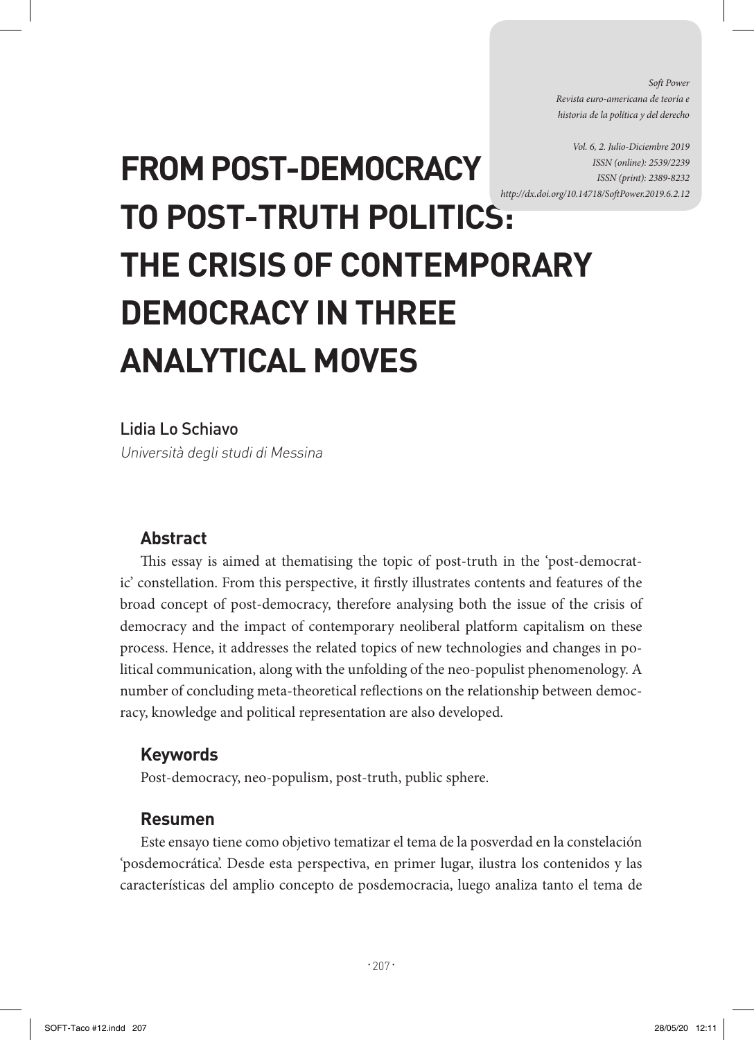# FROM POST-DEMOCRACY TO POST-TRUTH POLITICS: THE CRISIS OF CONTEMPORARY DEMOCRACY IN THREE ANALYTICAL MOVES

Lidia Lo Schiavo

*Università degli studi di Messina*

## Abstract

This essay is aimed at thematising the topic of post-truth in the 'post-democratic' constellation. From this perspective, it firstly illustrates contents and features of the broad concept of post-democracy, therefore analysing both the issue of the crisis of democracy and the impact of contemporary neoliberal platform capitalism on these process. Hence, it addresses the related topics of new technologies and changes in political communication, along with the unfolding of the neo-populist phenomenology. A number of concluding meta-theoretical reflections on the relationship between democracy, knowledge and political representation are also developed.

## Keywords

Post-democracy, neo-populism, post-truth, public sphere.

## Resumen

Este ensayo tiene como objetivo tematizar el tema de la posverdad en la constelación 'posdemocrática'. Desde esta perspectiva, en primer lugar, ilustra los contenidos y las características del amplio concepto de posdemocracia, luego analiza tanto el tema de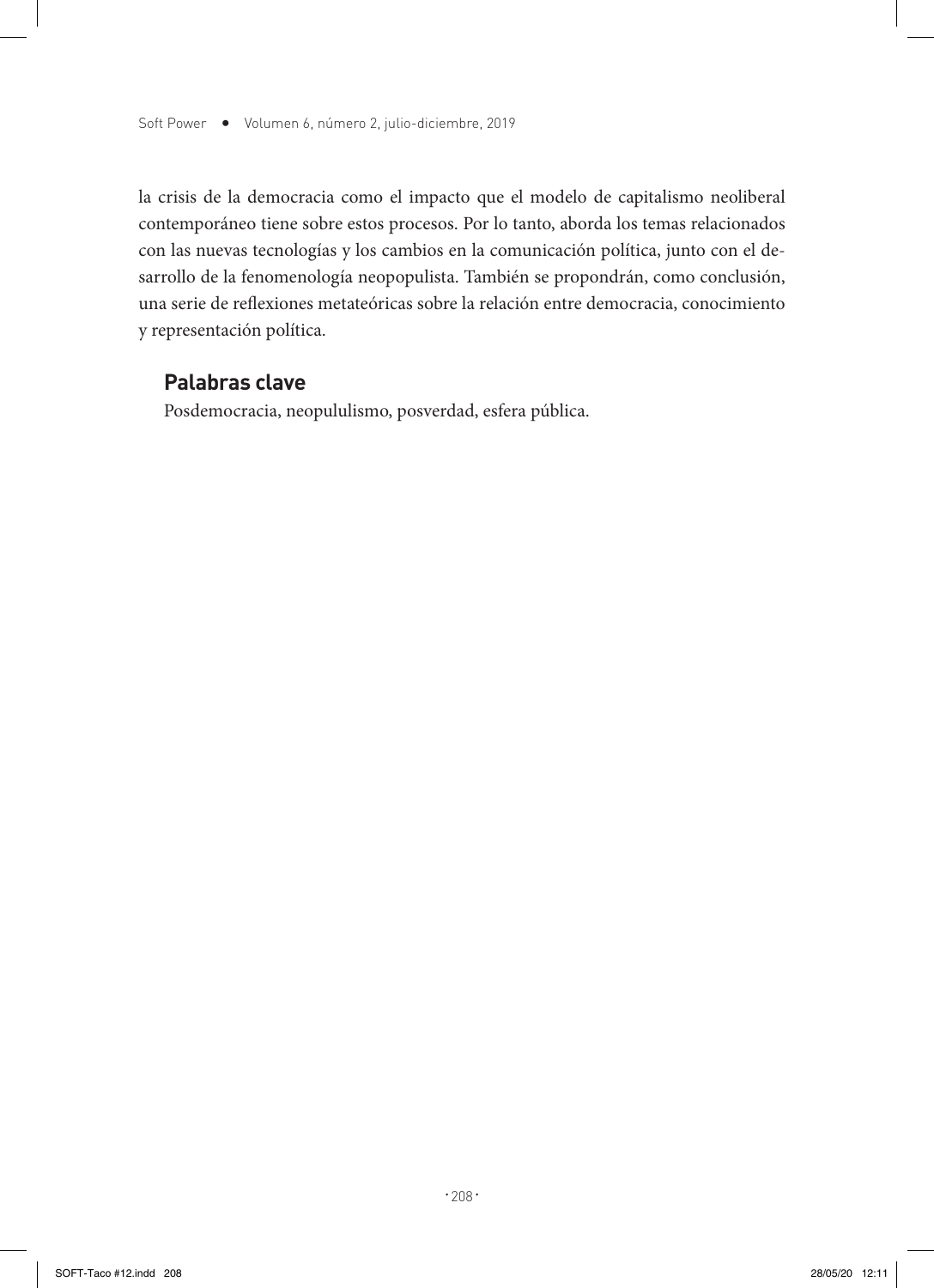la crisis de la democracia como el impacto que el modelo de capitalismo neoliberal contemporáneo tiene sobre estos procesos. Por lo tanto, aborda los temas relacionados con las nuevas tecnologías y los cambios en la comunicación política, junto con el desarrollo de la fenomenología neopopulista. También se propondrán, como conclusión, una serie de reflexiones metateóricas sobre la relación entre democracia, conocimiento y representación política.

## Palabras clave

Posdemocracia, neopululismo, posverdad, esfera pública.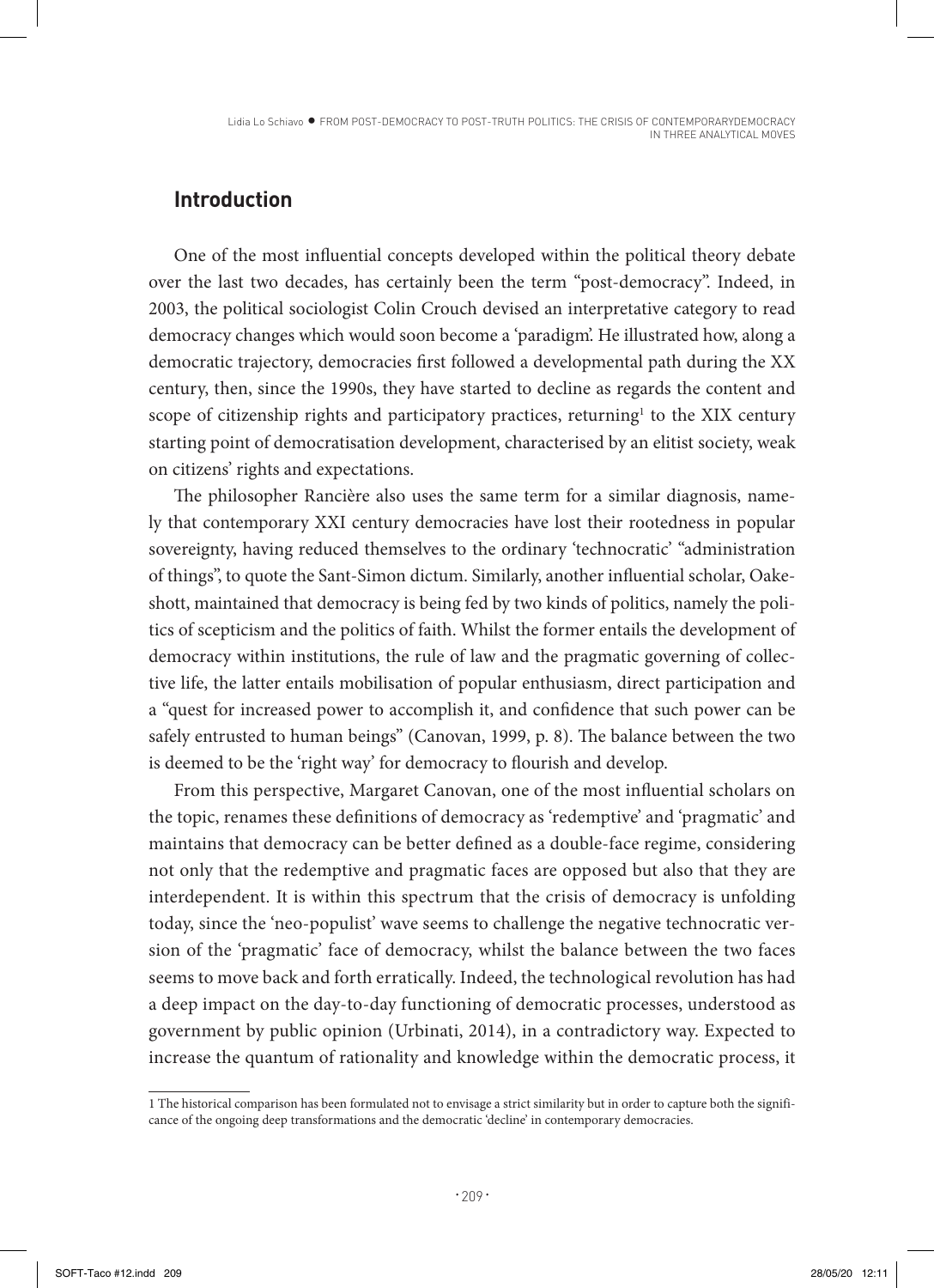## Introduction

One of the most influential concepts developed within the political theory debate over the last two decades, has certainly been the term "post-democracy". Indeed, in 2003, the political sociologist Colin Crouch devised an interpretative category to read democracy changes which would soon become a 'paradigm'. He illustrated how, along a democratic trajectory, democracies first followed a developmental path during the XX century, then, since the 1990s, they have started to decline as regards the content and scope of citizenship rights and participatory practices, returning[1] to the XIX century starting point of democratisation development, characterised by an elitist society, weak on citizens' rights and expectations.

The philosopher Rancière also uses the same term for a similar diagnosis, namely that contemporary XXI century democracies have lost their rootedness in popular sovereignty, having reduced themselves to the ordinary 'technocratic' "administration of things", to quote the Sant-Simon dictum. Similarly, another influential scholar, Oakeshott, maintained that democracy is being fed by two kinds of politics, namely the politics of scepticism and the politics of faith. Whilst the former entails the development of democracy within institutions, the rule of law and the pragmatic governing of collective life, the latter entails mobilisation of popular enthusiasm, direct participation and a "quest for increased power to accomplish it, and confidence that such power can be safely entrusted to human beings" (Canovan, 1999, p. 8). The balance between the two is deemed to be the 'right way' for democracy to flourish and develop.

From this perspective, Margaret Canovan, one of the most influential scholars on the topic, renames these definitions of democracy as 'redemptive' and 'pragmatic' and maintains that democracy can be better defined as a double-face regime, considering not only that the redemptive and pragmatic faces are opposed but also that they are interdependent. It is within this spectrum that the crisis of democracy is unfolding today, since the 'neo-populist' wave seems to challenge the negative technocratic version of the 'pragmatic' face of democracy, whilst the balance between the two faces seems to move back and forth erratically. Indeed, the technological revolution has had a deep impact on the day-to-day functioning of democratic processes, understood as government by public opinion (Urbinati, 2014), in a contradictory way. Expected to increase the quantum of rationality and knowledge within the democratic process, it

---

[1] The historical comparison has been formulated not to envisage a strict similarity but in order to capture both the significance of the ongoing deep transformations and the democratic 'decline' in contemporary democracies.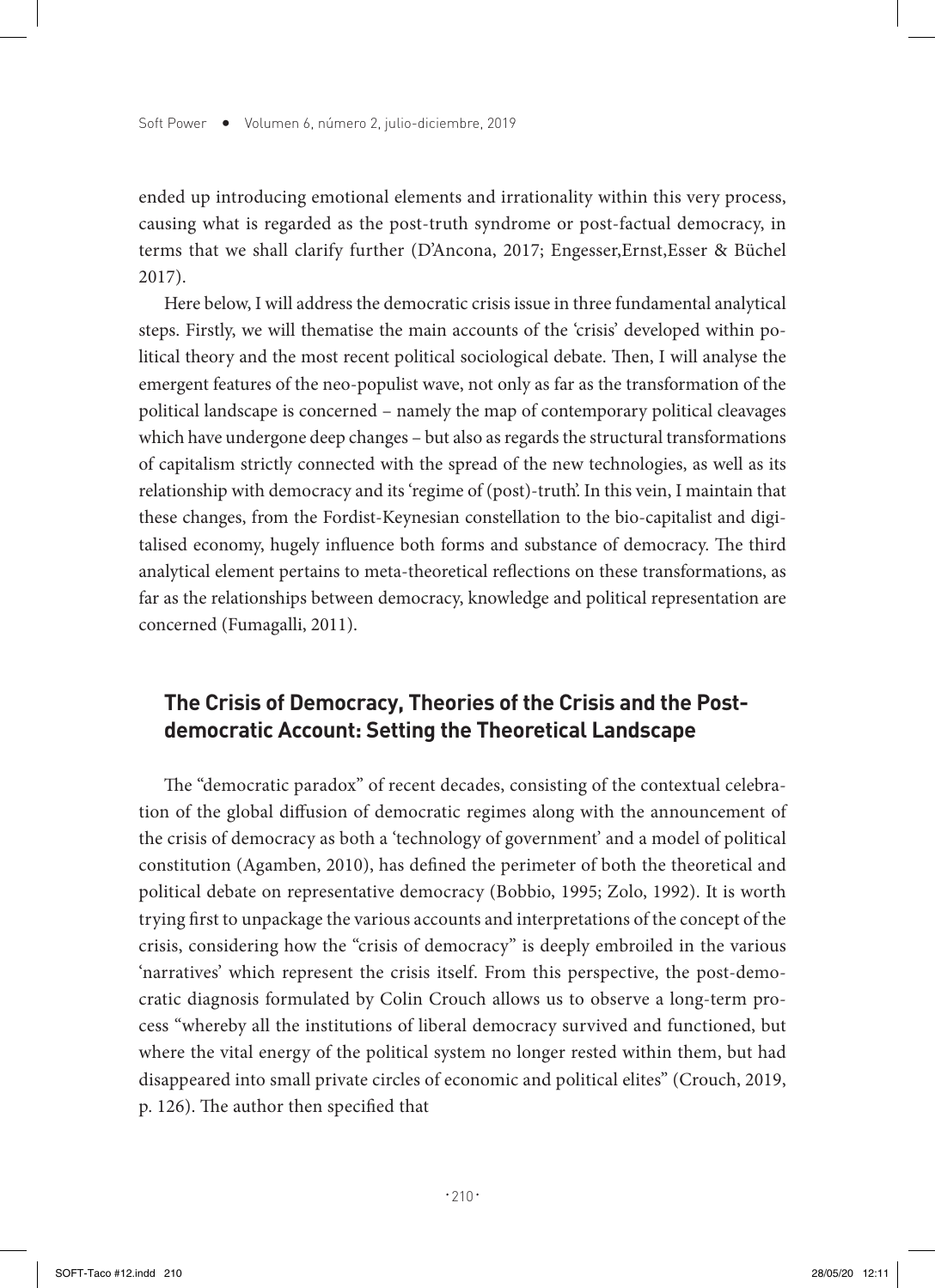ended up introducing emotional elements and irrationality within this very process, causing what is regarded as the post-truth syndrome or post-factual democracy, in terms that we shall clarify further (D'Ancona, 2017; Engesser,Ernst,Esser & Büchel 2017).

Here below, I will address the democratic crisis issue in three fundamental analytical steps. Firstly, we will thematise the main accounts of the 'crisis' developed within political theory and the most recent political sociological debate. Then, I will analyse the emergent features of the neo-populist wave, not only as far as the transformation of the political landscape is concerned – namely the map of contemporary political cleavages which have undergone deep changes – but also as regards the structural transformations of capitalism strictly connected with the spread of the new technologies, as well as its relationship with democracy and its 'regime of (post)-truth'. In this vein, I maintain that these changes, from the Fordist-Keynesian constellation to the bio-capitalist and digitalised economy, hugely influence both forms and substance of democracy. The third analytical element pertains to meta-theoretical reflections on these transformations, as far as the relationships between democracy, knowledge and political representation are concerned (Fumagalli, 2011).

## The Crisis of Democracy, Theories of the Crisis and the Post-democratic Account: Setting the Theoretical Landscape

The "democratic paradox" of recent decades, consisting of the contextual celebration of the global diffusion of democratic regimes along with the announcement of the crisis of democracy as both a 'technology of government' and a model of political constitution (Agamben, 2010), has defined the perimeter of both the theoretical and political debate on representative democracy (Bobbio, 1995; Zolo, 1992). It is worth trying first to unpackage the various accounts and interpretations of the concept of the crisis, considering how the "crisis of democracy" is deeply embroiled in the various 'narratives' which represent the crisis itself. From this perspective, the post-democratic diagnosis formulated by Colin Crouch allows us to observe a long-term process "whereby all the institutions of liberal democracy survived and functioned, but where the vital energy of the political system no longer rested within them, but had disappeared into small private circles of economic and political elites" (Crouch, 2019, p. 126). The author then specified that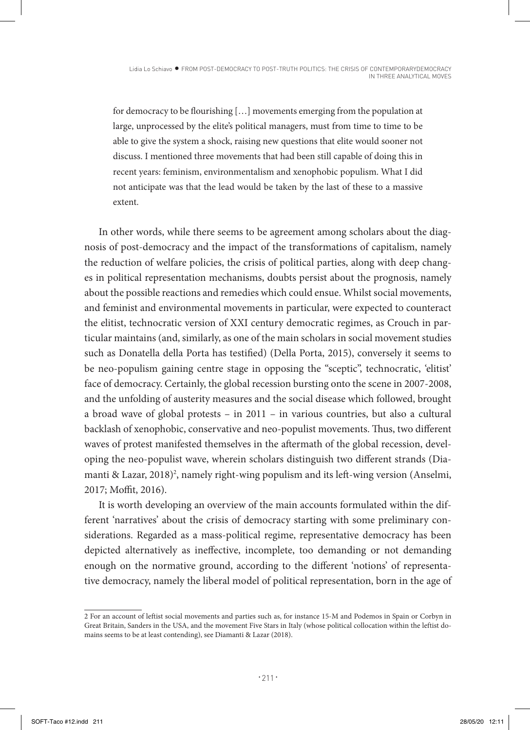> for democracy to be flourishing […] movements emerging from the population at large, unprocessed by the elite's political managers, must from time to time to be able to give the system a shock, raising new questions that elite would sooner not discuss. I mentioned three movements that had been still capable of doing this in recent years: feminism, environmentalism and xenophobic populism. What I did not anticipate was that the lead would be taken by the last of these to a massive extent.

In other words, while there seems to be agreement among scholars about the diagnosis of post-democracy and the impact of the transformations of capitalism, namely the reduction of welfare policies, the crisis of political parties, along with deep changes in political representation mechanisms, doubts persist about the prognosis, namely about the possible reactions and remedies which could ensue. Whilst social movements, and feminist and environmental movements in particular, were expected to counteract the elitist, technocratic version of XXI century democratic regimes, as Crouch in particular maintains (and, similarly, as one of the main scholars in social movement studies such as Donatella della Porta has testified) (Della Porta, 2015), conversely it seems to be neo-populism gaining centre stage in opposing the "sceptic", technocratic, 'elitist' face of democracy. Certainly, the global recession bursting onto the scene in 2007-2008, and the unfolding of austerity measures and the social disease which followed, brought a broad wave of global protests – in 2011 – in various countries, but also a cultural backlash of xenophobic, conservative and neo-populist movements. Thus, two different waves of protest manifested themselves in the aftermath of the global recession, developing the neo-populist wave, wherein scholars distinguish two different strands (Diamanti & Lazar, 2018)[2], namely right-wing populism and its left-wing version (Anselmi, 2017; Moffit, 2016).

It is worth developing an overview of the main accounts formulated within the different 'narratives' about the crisis of democracy starting with some preliminary considerations. Regarded as a mass-political regime, representative democracy has been depicted alternatively as ineffective, incomplete, too demanding or not demanding enough on the normative ground, according to the different 'notions' of representative democracy, namely the liberal model of political representation, born in the age of

---

2 For an account of leftist social movements and parties such as, for instance 15-M and Podemos in Spain or Corbyn in Great Britain, Sanders in the USA, and the movement Five Stars in Italy (whose political collocation within the leftist domains seems to be at least contending), see Diamanti & Lazar (2018).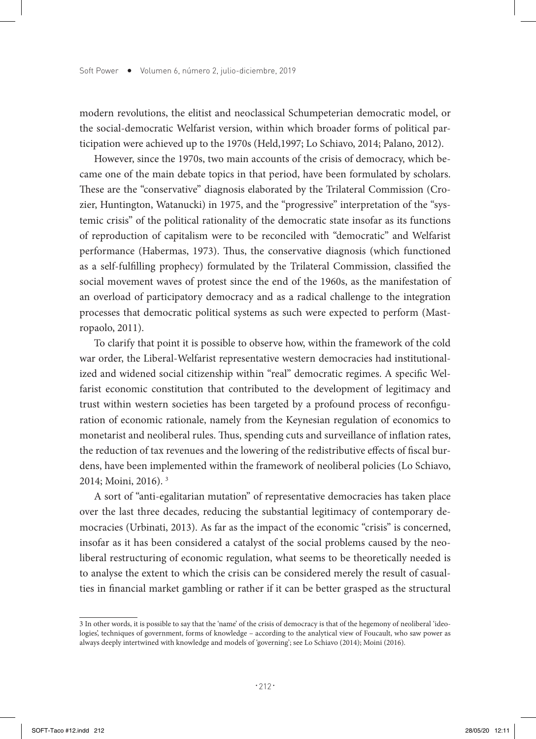modern revolutions, the elitist and neoclassical Schumpeterian democratic model, or the social-democratic Welfarist version, within which broader forms of political participation were achieved up to the 1970s (Held,1997; Lo Schiavo, 2014; Palano, 2012).

However, since the 1970s, two main accounts of the crisis of democracy, which became one of the main debate topics in that period, have been formulated by scholars. These are the "conservative" diagnosis elaborated by the Trilateral Commission (Crozier, Huntington, Watanucki) in 1975, and the "progressive" interpretation of the "systemic crisis" of the political rationality of the democratic state insofar as its functions of reproduction of capitalism were to be reconciled with "democratic" and Welfarist performance (Habermas, 1973). Thus, the conservative diagnosis (which functioned as a self-fulfilling prophecy) formulated by the Trilateral Commission, classified the social movement waves of protest since the end of the 1960s, as the manifestation of an overload of participatory democracy and as a radical challenge to the integration processes that democratic political systems as such were expected to perform (Mastropaolo, 2011).

To clarify that point it is possible to observe how, within the framework of the cold war order, the Liberal-Welfarist representative western democracies had institutionalized and widened social citizenship within "real" democratic regimes. A specific Welfarist economic constitution that contributed to the development of legitimacy and trust within western societies has been targeted by a profound process of reconfiguration of economic rationale, namely from the Keynesian regulation of economics to monetarist and neoliberal rules. Thus, spending cuts and surveillance of inflation rates, the reduction of tax revenues and the lowering of the redistributive effects of fiscal burdens, have been implemented within the framework of neoliberal policies (Lo Schiavo, 2014; Moini, 2016). [3]

A sort of "anti-egalitarian mutation" of representative democracies has taken place over the last three decades, reducing the substantial legitimacy of contemporary democracies (Urbinati, 2013). As far as the impact of the economic "crisis" is concerned, insofar as it has been considered a catalyst of the social problems caused by the neoliberal restructuring of economic regulation, what seems to be theoretically needed is to analyse the extent to which the crisis can be considered merely the result of casualties in financial market gambling or rather if it can be better grasped as the structural

---

3 In other words, it is possible to say that the 'name' of the crisis of democracy is that of the hegemony of neoliberal 'ideologies', techniques of government, forms of knowledge – according to the analytical view of Foucault, who saw power as always deeply intertwined with knowledge and models of 'governing'; see Lo Schiavo (2014); Moini (2016).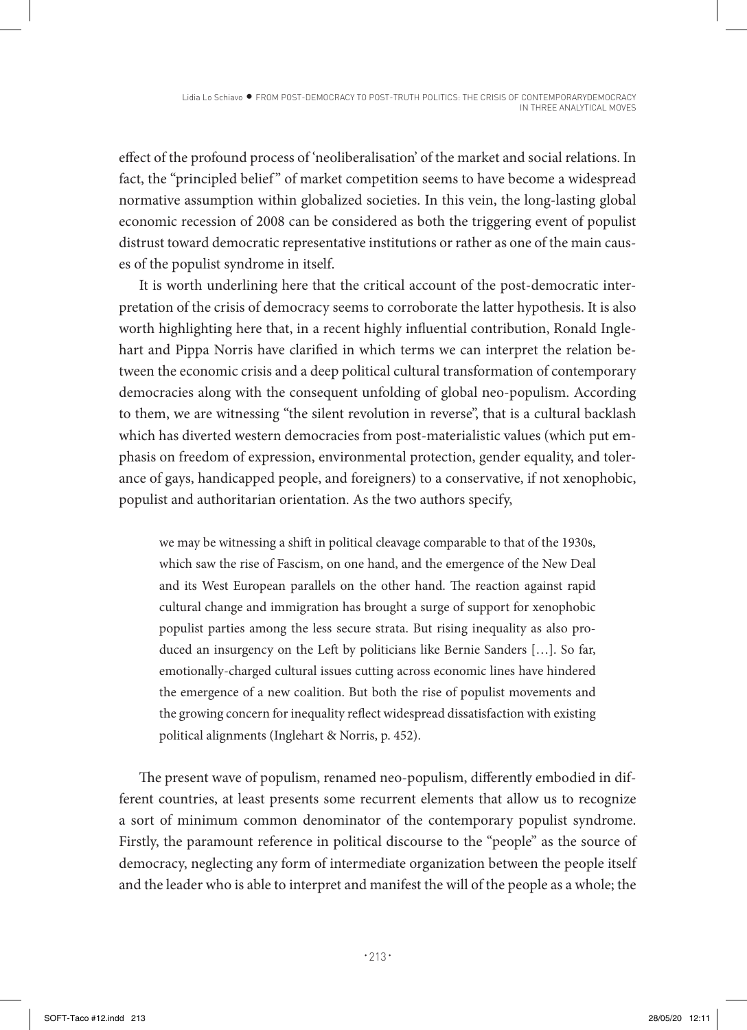effect of the profound process of 'neoliberalisation' of the market and social relations. In fact, the "principled belief" of market competition seems to have become a widespread normative assumption within globalized societies. In this vein, the long-lasting global economic recession of 2008 can be considered as both the triggering event of populist distrust toward democratic representative institutions or rather as one of the main causes of the populist syndrome in itself.

It is worth underlining here that the critical account of the post-democratic interpretation of the crisis of democracy seems to corroborate the latter hypothesis. It is also worth highlighting here that, in a recent highly influential contribution, Ronald Inglehart and Pippa Norris have clarified in which terms we can interpret the relation between the economic crisis and a deep political cultural transformation of contemporary democracies along with the consequent unfolding of global neo-populism. According to them, we are witnessing "the silent revolution in reverse", that is a cultural backlash which has diverted western democracies from post-materialistic values (which put emphasis on freedom of expression, environmental protection, gender equality, and tolerance of gays, handicapped people, and foreigners) to a conservative, if not xenophobic, populist and authoritarian orientation. As the two authors specify,

> we may be witnessing a shift in political cleavage comparable to that of the 1930s, which saw the rise of Fascism, on one hand, and the emergence of the New Deal and its West European parallels on the other hand. The reaction against rapid cultural change and immigration has brought a surge of support for xenophobic populist parties among the less secure strata. But rising inequality as also produced an insurgency on the Left by politicians like Bernie Sanders […]. So far, emotionally-charged cultural issues cutting across economic lines have hindered the emergence of a new coalition. But both the rise of populist movements and the growing concern for inequality reflect widespread dissatisfaction with existing political alignments (Inglehart & Norris, p. 452).

The present wave of populism, renamed neo-populism, differently embodied in different countries, at least presents some recurrent elements that allow us to recognize a sort of minimum common denominator of the contemporary populist syndrome. Firstly, the paramount reference in political discourse to the "people" as the source of democracy, neglecting any form of intermediate organization between the people itself and the leader who is able to interpret and manifest the will of the people as a whole; the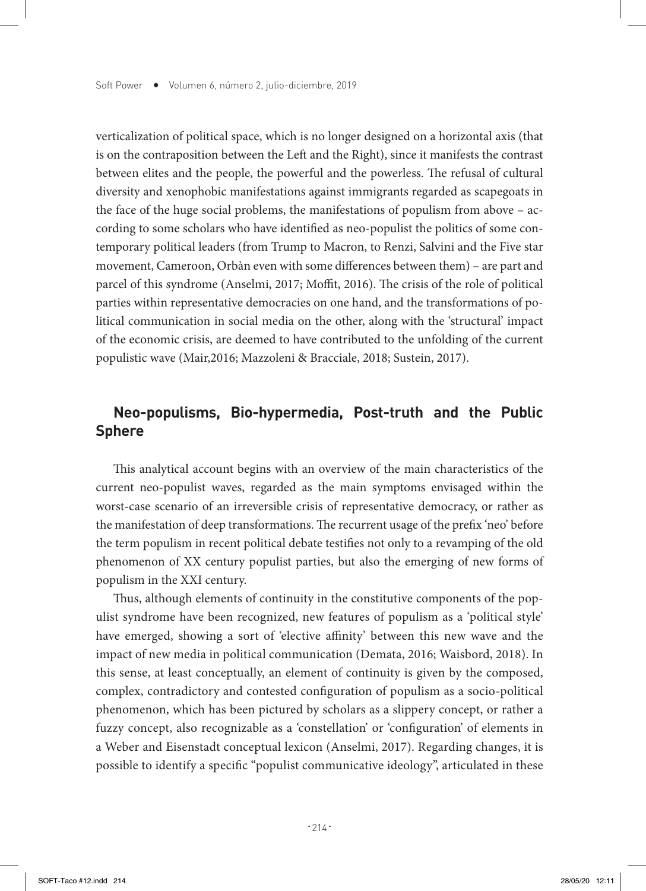verticalization of political space, which is no longer designed on a horizontal axis (that is on the contraposition between the Left and the Right), since it manifests the contrast between elites and the people, the powerful and the powerless. The refusal of cultural diversity and xenophobic manifestations against immigrants regarded as scapegoats in the face of the huge social problems, the manifestations of populism from above – according to some scholars who have identified as neo-populist the politics of some contemporary political leaders (from Trump to Macron, to Renzi, Salvini and the Five star movement, Cameroon, Orbàn even with some differences between them) – are part and parcel of this syndrome (Anselmi, 2017; Moffit, 2016). The crisis of the role of political parties within representative democracies on one hand, and the transformations of political communication in social media on the other, along with the 'structural' impact of the economic crisis, are deemed to have contributed to the unfolding of the current populistic wave (Mair,2016; Mazzoleni & Bracciale, 2018; Sustein, 2017).

## Neo-populisms, Bio-hypermedia, Post-truth and the Public Sphere

This analytical account begins with an overview of the main characteristics of the current neo-populist waves, regarded as the main symptoms envisaged within the worst-case scenario of an irreversible crisis of representative democracy, or rather as the manifestation of deep transformations. The recurrent usage of the prefix 'neo' before the term populism in recent political debate testifies not only to a revamping of the old phenomenon of XX century populist parties, but also the emerging of new forms of populism in the XXI century.

Thus, although elements of continuity in the constitutive components of the populist syndrome have been recognized, new features of populism as a 'political style' have emerged, showing a sort of 'elective affinity' between this new wave and the impact of new media in political communication (Demata, 2016; Waisbord, 2018). In this sense, at least conceptually, an element of continuity is given by the composed, complex, contradictory and contested configuration of populism as a socio-political phenomenon, which has been pictured by scholars as a slippery concept, or rather a fuzzy concept, also recognizable as a 'constellation' or 'configuration' of elements in a Weber and Eisenstadt conceptual lexicon (Anselmi, 2017). Regarding changes, it is possible to identify a specific "populist communicative ideology", articulated in these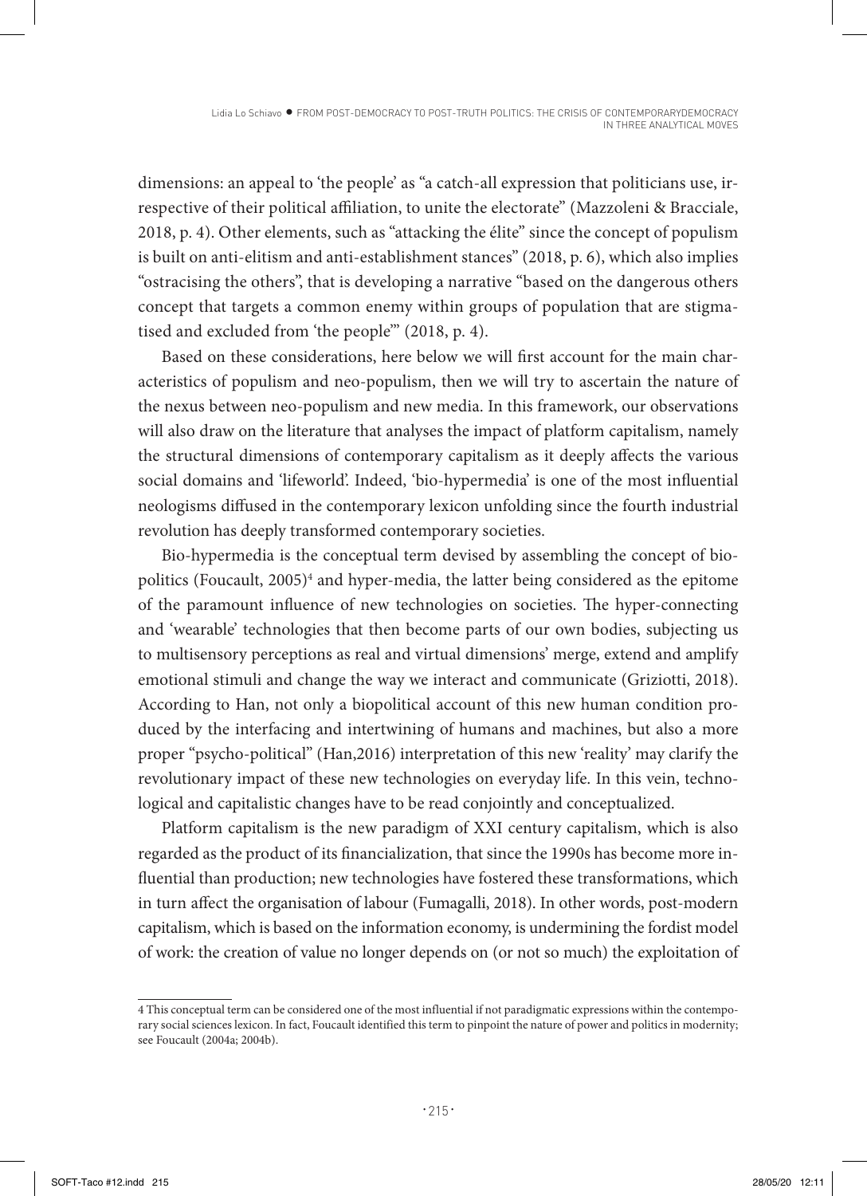dimensions: an appeal to 'the people' as "a catch-all expression that politicians use, irrespective of their political affiliation, to unite the electorate" (Mazzoleni & Bracciale, 2018, p. 4). Other elements, such as "attacking the élite" since the concept of populism is built on anti-elitism and anti-establishment stances" (2018, p. 6), which also implies "ostracising the others", that is developing a narrative "based on the dangerous others concept that targets a common enemy within groups of population that are stigmatised and excluded from 'the people'" (2018, p. 4).

Based on these considerations, here below we will first account for the main characteristics of populism and neo-populism, then we will try to ascertain the nature of the nexus between neo-populism and new media. In this framework, our observations will also draw on the literature that analyses the impact of platform capitalism, namely the structural dimensions of contemporary capitalism as it deeply affects the various social domains and 'lifeworld'. Indeed, 'bio-hypermedia' is one of the most influential neologisms diffused in the contemporary lexicon unfolding since the fourth industrial revolution has deeply transformed contemporary societies.

Bio-hypermedia is the conceptual term devised by assembling the concept of biopolitics (Foucault, 2005)[4] and hyper-media, the latter being considered as the epitome of the paramount influence of new technologies on societies. The hyper-connecting and 'wearable' technologies that then become parts of our own bodies, subjecting us to multisensory perceptions as real and virtual dimensions' merge, extend and amplify emotional stimuli and change the way we interact and communicate (Griziotti, 2018). According to Han, not only a biopolitical account of this new human condition produced by the interfacing and intertwining of humans and machines, but also a more proper "psycho-political" (Han,2016) interpretation of this new 'reality' may clarify the revolutionary impact of these new technologies on everyday life. In this vein, technological and capitalistic changes have to be read conjointly and conceptualized.

Platform capitalism is the new paradigm of XXI century capitalism, which is also regarded as the product of its financialization, that since the 1990s has become more influential than production; new technologies have fostered these transformations, which in turn affect the organisation of labour (Fumagalli, 2018). In other words, post-modern capitalism, which is based on the information economy, is undermining the fordist model of work: the creation of value no longer depends on (or not so much) the exploitation of

---

4 This conceptual term can be considered one of the most influential if not paradigmatic expressions within the contemporary social sciences lexicon. In fact, Foucault identified this term to pinpoint the nature of power and politics in modernity; see Foucault (2004a; 2004b).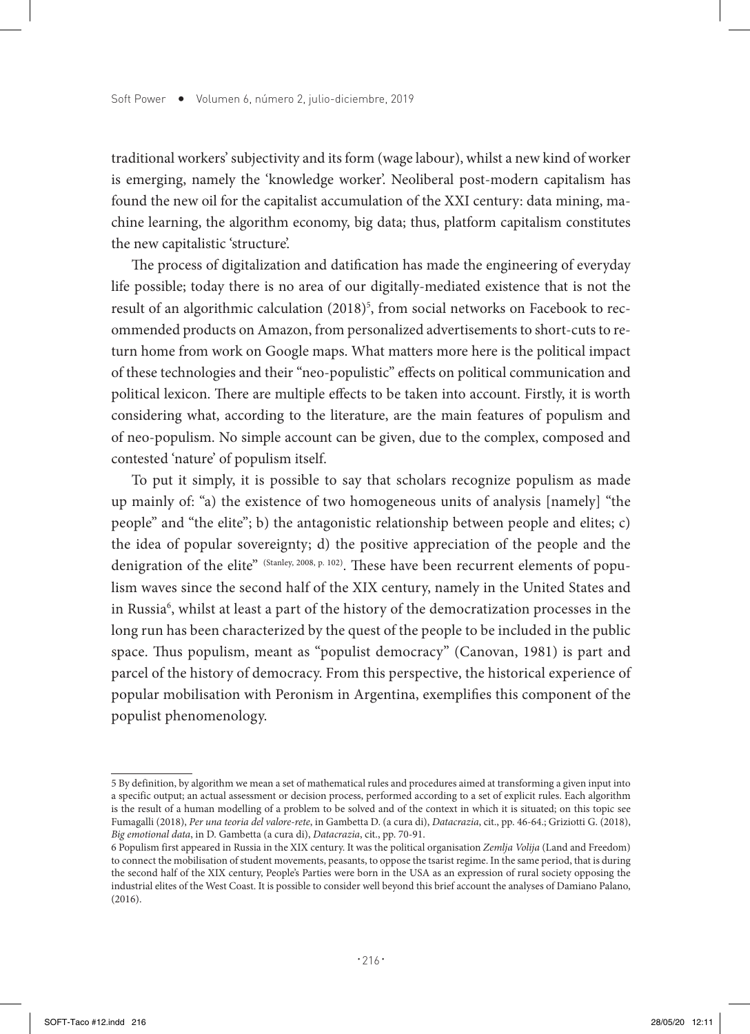traditional workers' subjectivity and its form (wage labour), whilst a new kind of worker is emerging, namely the 'knowledge worker'. Neoliberal post-modern capitalism has found the new oil for the capitalist accumulation of the XXI century: data mining, machine learning, the algorithm economy, big data; thus, platform capitalism constitutes the new capitalistic 'structure'.

The process of digitalization and datification has made the engineering of everyday life possible; today there is no area of our digitally-mediated existence that is not the result of an algorithmic calculation (2018)[5], from social networks on Facebook to recommended products on Amazon, from personalized advertisements to short-cuts to return home from work on Google maps. What matters more here is the political impact of these technologies and their "neo-populistic" effects on political communication and political lexicon. There are multiple effects to be taken into account. Firstly, it is worth considering what, according to the literature, are the main features of populism and of neo-populism. No simple account can be given, due to the complex, composed and contested 'nature' of populism itself.

To put it simply, it is possible to say that scholars recognize populism as made up mainly of: "a) the existence of two homogeneous units of analysis [namely] "the people" and "the elite"; b) the antagonistic relationship between people and elites; c) the idea of popular sovereignty; d) the positive appreciation of the people and the denigration of the elite" (Stanley, 2008, p. 102). These have been recurrent elements of populism waves since the second half of the XIX century, namely in the United States and in Russia[6], whilst at least a part of the history of the democratization processes in the long run has been characterized by the quest of the people to be included in the public space. Thus populism, meant as "populist democracy" (Canovan, 1981) is part and parcel of the history of democracy. From this perspective, the historical experience of popular mobilisation with Peronism in Argentina, exemplifies this component of the populist phenomenology.

---

5 By definition, by algorithm we mean a set of mathematical rules and procedures aimed at transforming a given input into a specific output; an actual assessment or decision process, performed according to a set of explicit rules. Each algorithm is the result of a human modelling of a problem to be solved and of the context in which it is situated; on this topic see Fumagalli (2018), *Per una teoria del valore-rete*, in Gambetta D. (a cura di), *Datacrazia*, cit., pp. 46-64.; Griziotti G. (2018), *Big emotional data*, in D. Gambetta (a cura di), *Datacrazia*, cit., pp. 70-91.

6 Populism first appeared in Russia in the XIX century. It was the political organisation *Zemlja Volija* (Land and Freedom) to connect the mobilisation of student movements, peasants, to oppose the tsarist regime. In the same period, that is during the second half of the XIX century, People's Parties were born in the USA as an expression of rural society opposing the industrial elites of the West Coast. It is possible to consider well beyond this brief account the analyses of Damiano Palano, (2016).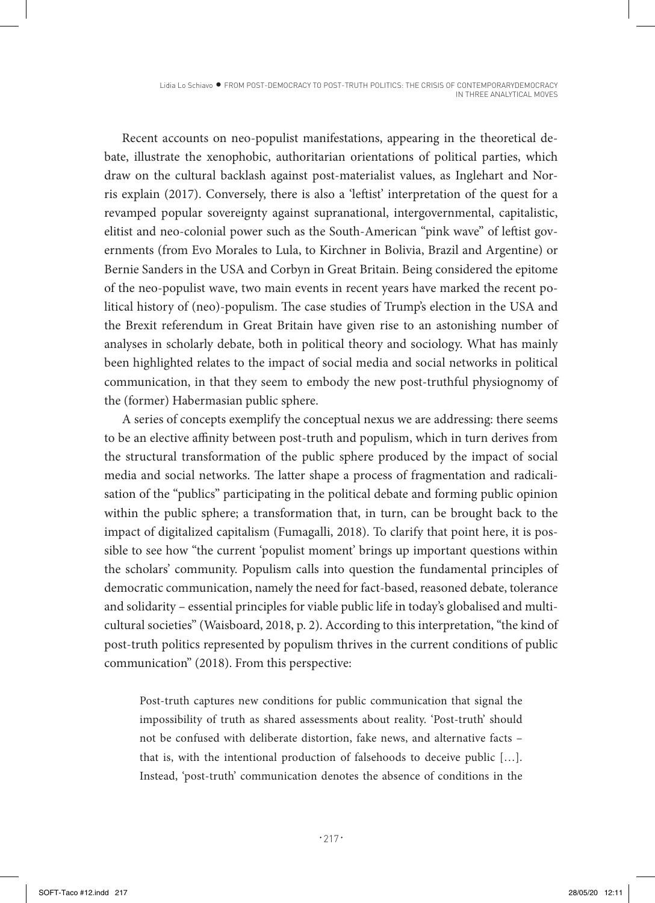Recent accounts on neo-populist manifestations, appearing in the theoretical debate, illustrate the xenophobic, authoritarian orientations of political parties, which draw on the cultural backlash against post-materialist values, as Inglehart and Norris explain (2017). Conversely, there is also a 'leftist' interpretation of the quest for a revamped popular sovereignty against supranational, intergovernmental, capitalistic, elitist and neo-colonial power such as the South-American "pink wave" of leftist governments (from Evo Morales to Lula, to Kirchner in Bolivia, Brazil and Argentine) or Bernie Sanders in the USA and Corbyn in Great Britain. Being considered the epitome of the neo-populist wave, two main events in recent years have marked the recent political history of (neo)-populism. The case studies of Trump's election in the USA and the Brexit referendum in Great Britain have given rise to an astonishing number of analyses in scholarly debate, both in political theory and sociology. What has mainly been highlighted relates to the impact of social media and social networks in political communication, in that they seem to embody the new post-truthful physiognomy of the (former) Habermasian public sphere.

A series of concepts exemplify the conceptual nexus we are addressing: there seems to be an elective affinity between post-truth and populism, which in turn derives from the structural transformation of the public sphere produced by the impact of social media and social networks. The latter shape a process of fragmentation and radicalisation of the "publics" participating in the political debate and forming public opinion within the public sphere; a transformation that, in turn, can be brought back to the impact of digitalized capitalism (Fumagalli, 2018). To clarify that point here, it is possible to see how "the current 'populist moment' brings up important questions within the scholars' community. Populism calls into question the fundamental principles of democratic communication, namely the need for fact-based, reasoned debate, tolerance and solidarity – essential principles for viable public life in today's globalised and multicultural societies" (Waisboard, 2018, p. 2). According to this interpretation, "the kind of post-truth politics represented by populism thrives in the current conditions of public communication" (2018). From this perspective:

> Post-truth captures new conditions for public communication that signal the impossibility of truth as shared assessments about reality. 'Post-truth' should not be confused with deliberate distortion, fake news, and alternative facts – that is, with the intentional production of falsehoods to deceive public […]. Instead, 'post-truth' communication denotes the absence of conditions in the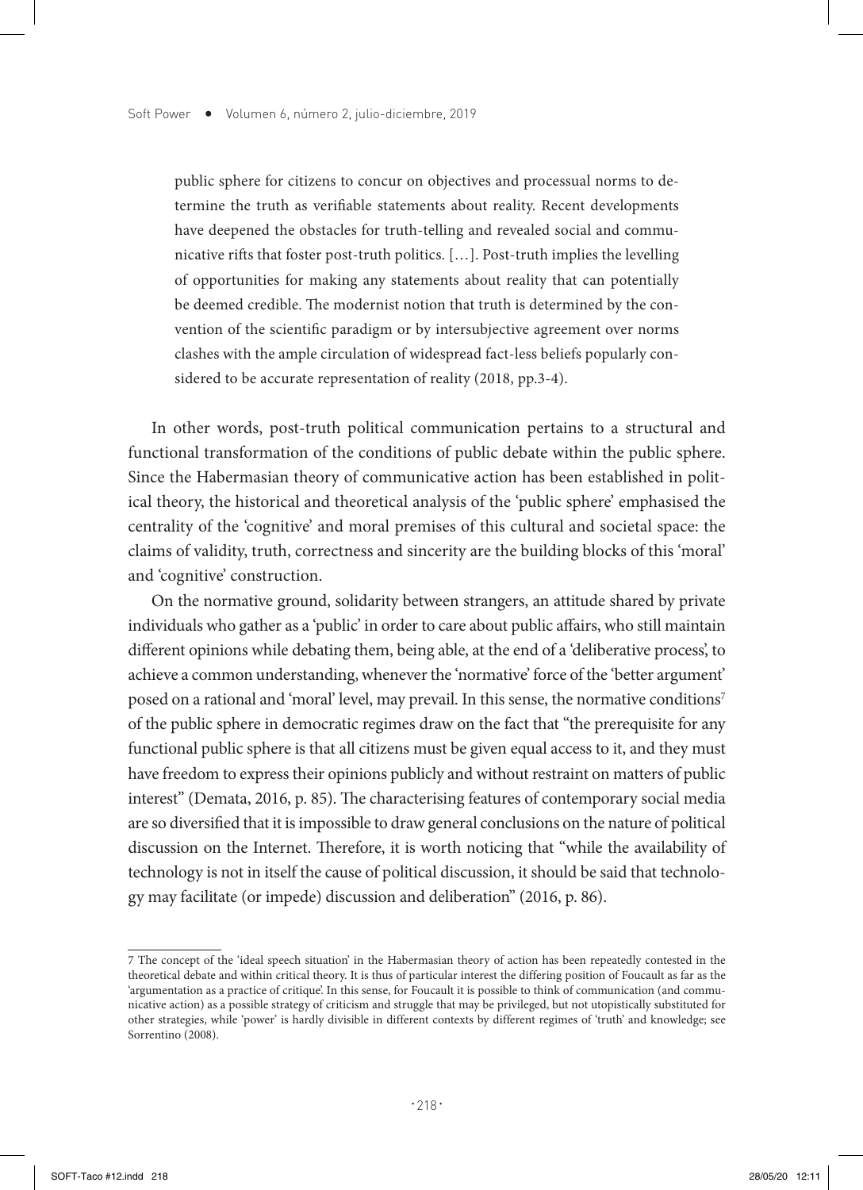> public sphere for citizens to concur on objectives and processual norms to determine the truth as verifiable statements about reality. Recent developments have deepened the obstacles for truth-telling and revealed social and communicative rifts that foster post-truth politics. […]. Post-truth implies the levelling of opportunities for making any statements about reality that can potentially be deemed credible. The modernist notion that truth is determined by the convention of the scientific paradigm or by intersubjective agreement over norms clashes with the ample circulation of widespread fact-less beliefs popularly considered to be accurate representation of reality (2018, pp.3-4).

In other words, post-truth political communication pertains to a structural and functional transformation of the conditions of public debate within the public sphere. Since the Habermasian theory of communicative action has been established in political theory, the historical and theoretical analysis of the 'public sphere' emphasised the centrality of the 'cognitive' and moral premises of this cultural and societal space: the claims of validity, truth, correctness and sincerity are the building blocks of this 'moral' and 'cognitive' construction.

On the normative ground, solidarity between strangers, an attitude shared by private individuals who gather as a 'public' in order to care about public affairs, who still maintain different opinions while debating them, being able, at the end of a 'deliberative process', to achieve a common understanding, whenever the 'normative' force of the 'better argument' posed on a rational and 'moral' level, may prevail. In this sense, the normative conditions[7] of the public sphere in democratic regimes draw on the fact that "the prerequisite for any functional public sphere is that all citizens must be given equal access to it, and they must have freedom to express their opinions publicly and without restraint on matters of public interest" (Demata, 2016, p. 85). The characterising features of contemporary social media are so diversified that it is impossible to draw general conclusions on the nature of political discussion on the Internet. Therefore, it is worth noticing that "while the availability of technology is not in itself the cause of political discussion, it should be said that technology may facilitate (or impede) discussion and deliberation" (2016, p. 86).

---

7 The concept of the 'ideal speech situation' in the Habermasian theory of action has been repeatedly contested in the theoretical debate and within critical theory. It is thus of particular interest the differing position of Foucault as far as the 'argumentation as a practice of critique'. In this sense, for Foucault it is possible to think of communication (and communicative action) as a possible strategy of criticism and struggle that may be privileged, but not utopistically substituted for other strategies, while 'power' is hardly divisible in different contexts by different regimes of 'truth' and knowledge; see Sorrentino (2008).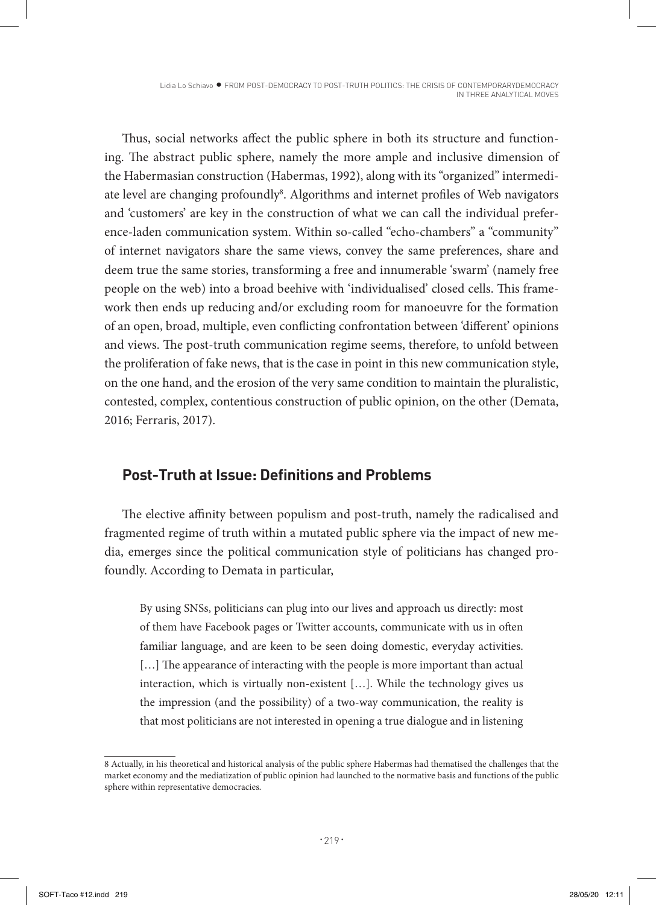Thus, social networks affect the public sphere in both its structure and functioning. The abstract public sphere, namely the more ample and inclusive dimension of the Habermasian construction (Habermas, 1992), along with its "organized" intermediate level are changing profoundly[8]. Algorithms and internet profiles of Web navigators and 'customers' are key in the construction of what we can call the individual preference-laden communication system. Within so-called "echo-chambers" a "community" of internet navigators share the same views, convey the same preferences, share and deem true the same stories, transforming a free and innumerable 'swarm' (namely free people on the web) into a broad beehive with 'individualised' closed cells. This framework then ends up reducing and/or excluding room for manoeuvre for the formation of an open, broad, multiple, even conflicting confrontation between 'different' opinions and views. The post-truth communication regime seems, therefore, to unfold between the proliferation of fake news, that is the case in point in this new communication style, on the one hand, and the erosion of the very same condition to maintain the pluralistic, contested, complex, contentious construction of public opinion, on the other (Demata, 2016; Ferraris, 2017).

## Post-Truth at Issue: Definitions and Problems

The elective affinity between populism and post-truth, namely the radicalised and fragmented regime of truth within a mutated public sphere via the impact of new media, emerges since the political communication style of politicians has changed profoundly. According to Demata in particular,

> By using SNSs, politicians can plug into our lives and approach us directly: most of them have Facebook pages or Twitter accounts, communicate with us in often familiar language, and are keen to be seen doing domestic, everyday activities. […] The appearance of interacting with the people is more important than actual interaction, which is virtually non-existent […]. While the technology gives us the impression (and the possibility) of a two-way communication, the reality is that most politicians are not interested in opening a true dialogue and in listening

8 Actually, in his theoretical and historical analysis of the public sphere Habermas had thematised the challenges that the market economy and the mediatization of public opinion had launched to the normative basis and functions of the public sphere within representative democracies.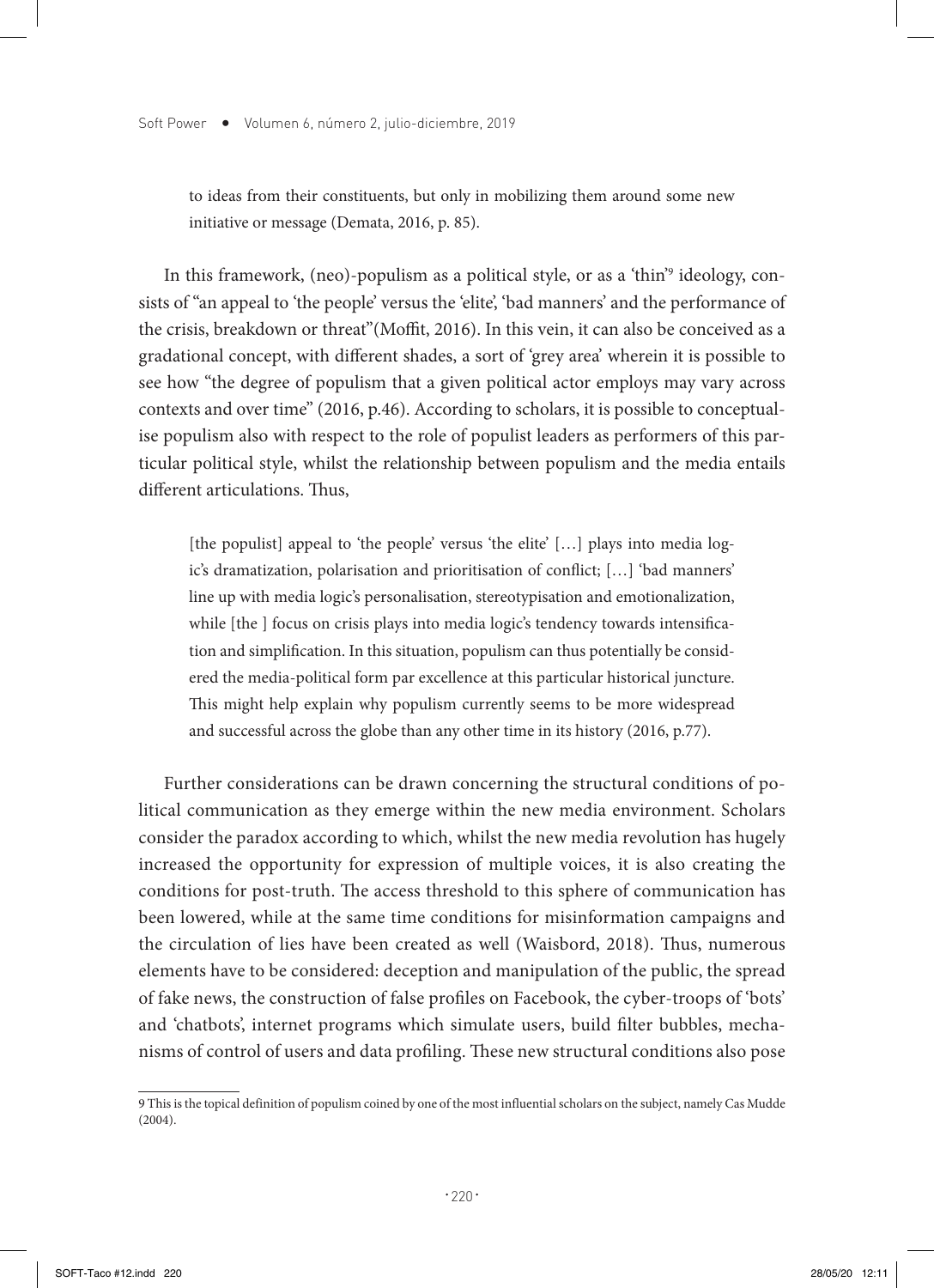to ideas from their constituents, but only in mobilizing them around some new initiative or message (Demata, 2016, p. 85).

In this framework, (neo)-populism as a political style, or as a 'thin'[9] ideology, consists of "an appeal to 'the people' versus the 'elite', 'bad manners' and the performance of the crisis, breakdown or threat"(Moffit, 2016). In this vein, it can also be conceived as a gradational concept, with different shades, a sort of 'grey area' wherein it is possible to see how "the degree of populism that a given political actor employs may vary across contexts and over time" (2016, p.46). According to scholars, it is possible to conceptualise populism also with respect to the role of populist leaders as performers of this particular political style, whilst the relationship between populism and the media entails different articulations. Thus,

> [the populist] appeal to 'the people' versus 'the elite' […] plays into media logic's dramatization, polarisation and prioritisation of conflict; […] 'bad manners' line up with media logic's personalisation, stereotypisation and emotionalization, while [the ] focus on crisis plays into media logic's tendency towards intensification and simplification. In this situation, populism can thus potentially be considered the media-political form par excellence at this particular historical juncture. This might help explain why populism currently seems to be more widespread and successful across the globe than any other time in its history (2016, p.77).

Further considerations can be drawn concerning the structural conditions of political communication as they emerge within the new media environment. Scholars consider the paradox according to which, whilst the new media revolution has hugely increased the opportunity for expression of multiple voices, it is also creating the conditions for post-truth. The access threshold to this sphere of communication has been lowered, while at the same time conditions for misinformation campaigns and the circulation of lies have been created as well (Waisbord, 2018). Thus, numerous elements have to be considered: deception and manipulation of the public, the spread of fake news, the construction of false profiles on Facebook, the cyber-troops of 'bots' and 'chatbots', internet programs which simulate users, build filter bubbles, mechanisms of control of users and data profiling. These new structural conditions also pose

---

9 This is the topical definition of populism coined by one of the most influential scholars on the subject, namely Cas Mudde (2004).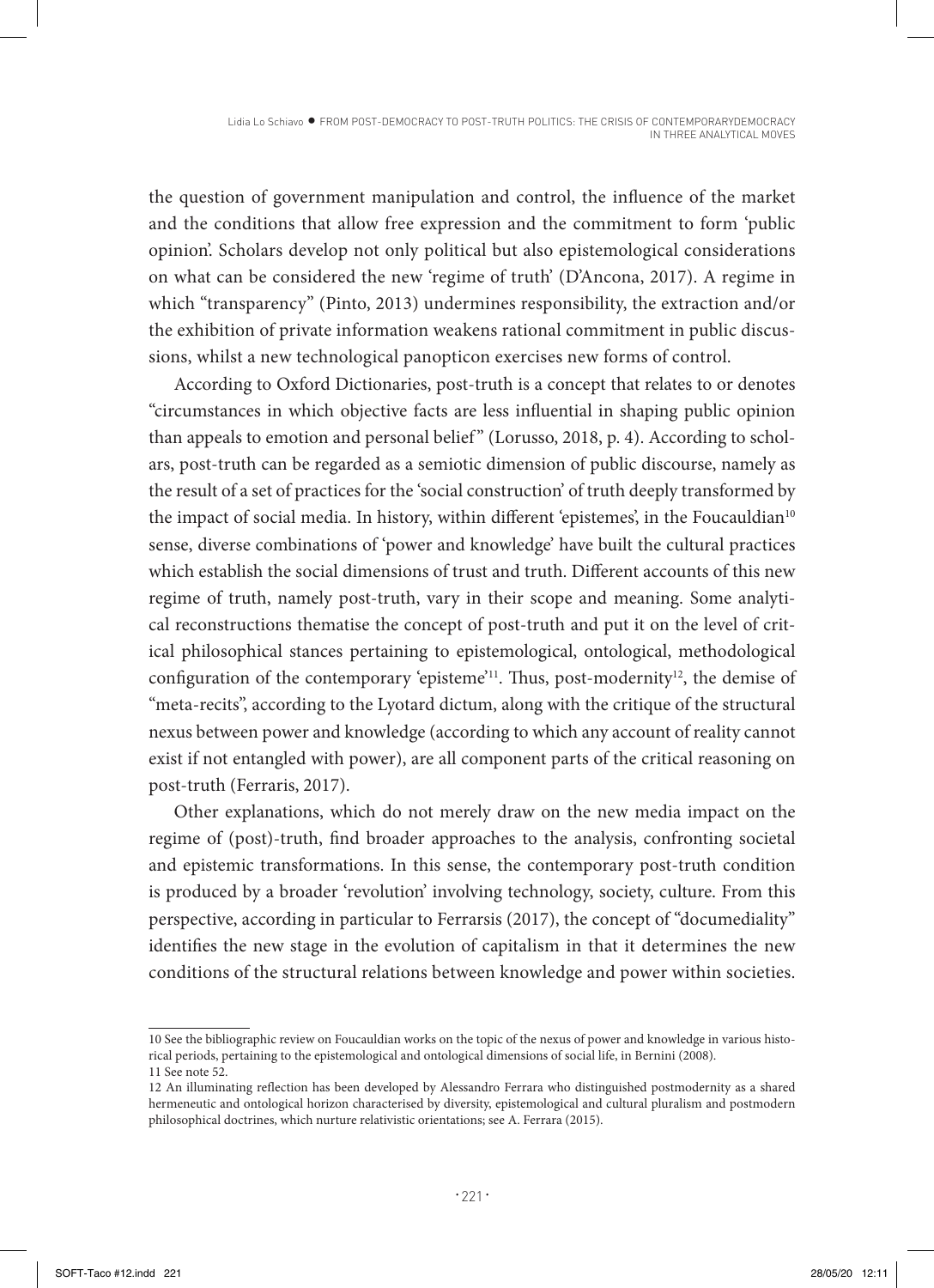the question of government manipulation and control, the influence of the market and the conditions that allow free expression and the commitment to form 'public opinion'. Scholars develop not only political but also epistemological considerations on what can be considered the new 'regime of truth' (D'Ancona, 2017). A regime in which "transparency" (Pinto, 2013) undermines responsibility, the extraction and/or the exhibition of private information weakens rational commitment in public discussions, whilst a new technological panopticon exercises new forms of control.

According to Oxford Dictionaries, post-truth is a concept that relates to or denotes "circumstances in which objective facts are less influential in shaping public opinion than appeals to emotion and personal belief" (Lorusso, 2018, p. 4). According to scholars, post-truth can be regarded as a semiotic dimension of public discourse, namely as the result of a set of practices for the 'social construction' of truth deeply transformed by the impact of social media. In history, within different 'epistemes', in the Foucauldian[10] sense, diverse combinations of 'power and knowledge' have built the cultural practices which establish the social dimensions of trust and truth. Different accounts of this new regime of truth, namely post-truth, vary in their scope and meaning. Some analytical reconstructions thematise the concept of post-truth and put it on the level of critical philosophical stances pertaining to epistemological, ontological, methodological configuration of the contemporary 'episteme'[11]. Thus, post-modernity[12], the demise of "meta-recits", according to the Lyotard dictum, along with the critique of the structural nexus between power and knowledge (according to which any account of reality cannot exist if not entangled with power), are all component parts of the critical reasoning on post-truth (Ferraris, 2017).

Other explanations, which do not merely draw on the new media impact on the regime of (post)-truth, find broader approaches to the analysis, confronting societal and epistemic transformations. In this sense, the contemporary post-truth condition is produced by a broader 'revolution' involving technology, society, culture. From this perspective, according in particular to Ferrarsis (2017), the concept of "documediality" identifies the new stage in the evolution of capitalism in that it determines the new conditions of the structural relations between knowledge and power within societies.

---

10 See the bibliographic review on Foucauldian works on the topic of the nexus of power and knowledge in various historical periods, pertaining to the epistemological and ontological dimensions of social life, in Bernini (2008).

11 See note 52.

12 An illuminating reflection has been developed by Alessandro Ferrara who distinguished postmodernity as a shared hermeneutic and ontological horizon characterised by diversity, epistemological and cultural pluralism and postmodern philosophical doctrines, which nurture relativistic orientations; see A. Ferrara (2015).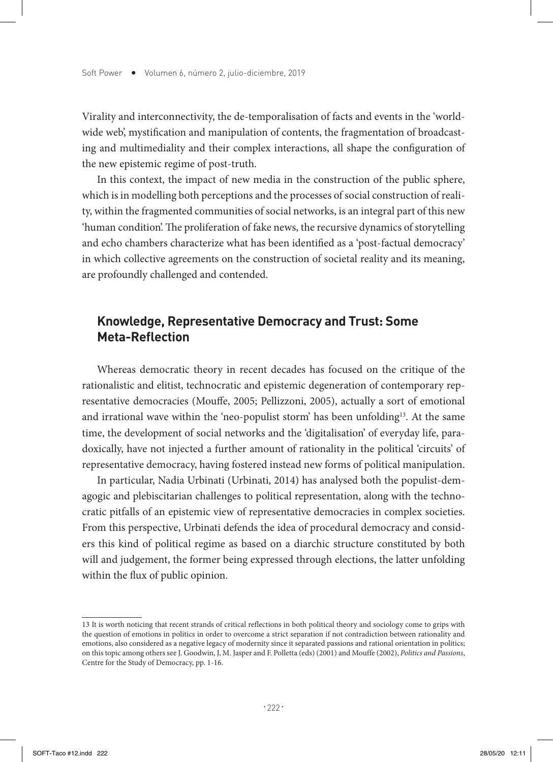Virality and interconnectivity, the de-temporalisation of facts and events in the 'world-wide web', mystification and manipulation of contents, the fragmentation of broadcasting and multimediality and their complex interactions, all shape the configuration of the new epistemic regime of post-truth.

In this context, the impact of new media in the construction of the public sphere, which is in modelling both perceptions and the processes of social construction of reality, within the fragmented communities of social networks, is an integral part of this new 'human condition'. The proliferation of fake news, the recursive dynamics of storytelling and echo chambers characterize what has been identified as a 'post-factual democracy' in which collective agreements on the construction of societal reality and its meaning, are profoundly challenged and contended.

## Knowledge, Representative Democracy and Trust: Some Meta-Reflection

Whereas democratic theory in recent decades has focused on the critique of the rationalistic and elitist, technocratic and epistemic degeneration of contemporary representative democracies (Mouffe, 2005; Pellizzoni, 2005), actually a sort of emotional and irrational wave within the 'neo-populist storm' has been unfolding[13]. At the same time, the development of social networks and the 'digitalisation' of everyday life, paradoxically, have not injected a further amount of rationality in the political 'circuits' of representative democracy, having fostered instead new forms of political manipulation.

In particular, Nadia Urbinati (Urbinati, 2014) has analysed both the populist-demagogic and plebiscitarian challenges to political representation, along with the technocratic pitfalls of an epistemic view of representative democracies in complex societies. From this perspective, Urbinati defends the idea of procedural democracy and considers this kind of political regime as based on a diarchic structure constituted by both will and judgement, the former being expressed through elections, the latter unfolding within the flux of public opinion.

---

13 It is worth noticing that recent strands of critical reflections in both political theory and sociology come to grips with the question of emotions in politics in order to overcome a strict separation if not contradiction between rationality and emotions, also considered as a negative legacy of modernity since it separated passions and rational orientation in politics; on this topic among others see J. Goodwin, J, M. Jasper and F. Polletta (eds) (2001) and Mouffe (2002), *Politics and Passions*, Centre for the Study of Democracy, pp. 1-16.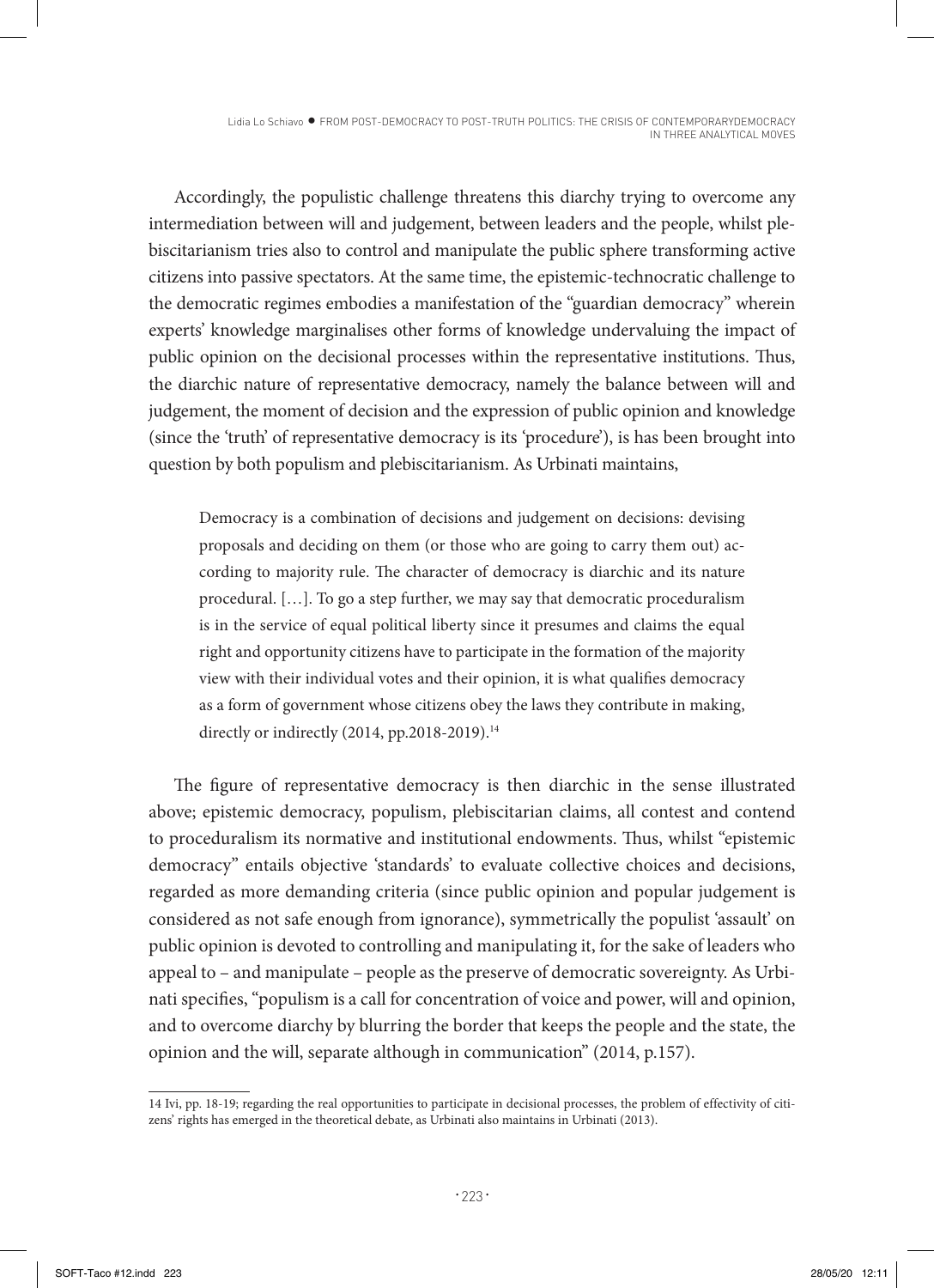Accordingly, the populistic challenge threatens this diarchy trying to overcome any intermediation between will and judgement, between leaders and the people, whilst plebiscitarianism tries also to control and manipulate the public sphere transforming active citizens into passive spectators. At the same time, the epistemic-technocratic challenge to the democratic regimes embodies a manifestation of the "guardian democracy" wherein experts' knowledge marginalises other forms of knowledge undervaluing the impact of public opinion on the decisional processes within the representative institutions. Thus, the diarchic nature of representative democracy, namely the balance between will and judgement, the moment of decision and the expression of public opinion and knowledge (since the 'truth' of representative democracy is its 'procedure'), is has been brought into question by both populism and plebiscitarianism. As Urbinati maintains,

> Democracy is a combination of decisions and judgement on decisions: devising proposals and deciding on them (or those who are going to carry them out) according to majority rule. The character of democracy is diarchic and its nature procedural. […]. To go a step further, we may say that democratic proceduralism is in the service of equal political liberty since it presumes and claims the equal right and opportunity citizens have to participate in the formation of the majority view with their individual votes and their opinion, it is what qualifies democracy as a form of government whose citizens obey the laws they contribute in making, directly or indirectly (2014, pp.2018-2019).[14]

The figure of representative democracy is then diarchic in the sense illustrated above; epistemic democracy, populism, plebiscitarian claims, all contest and contend to proceduralism its normative and institutional endowments. Thus, whilst "epistemic democracy" entails objective 'standards' to evaluate collective choices and decisions, regarded as more demanding criteria (since public opinion and popular judgement is considered as not safe enough from ignorance), symmetrically the populist 'assault' on public opinion is devoted to controlling and manipulating it, for the sake of leaders who appeal to – and manipulate – people as the preserve of democratic sovereignty. As Urbinati specifies, "populism is a call for concentration of voice and power, will and opinion, and to overcome diarchy by blurring the border that keeps the people and the state, the opinion and the will, separate although in communication" (2014, p.157).

---

14 Ivi, pp. 18-19; regarding the real opportunities to participate in decisional processes, the problem of effectivity of citizens' rights has emerged in the theoretical debate, as Urbinati also maintains in Urbinati (2013).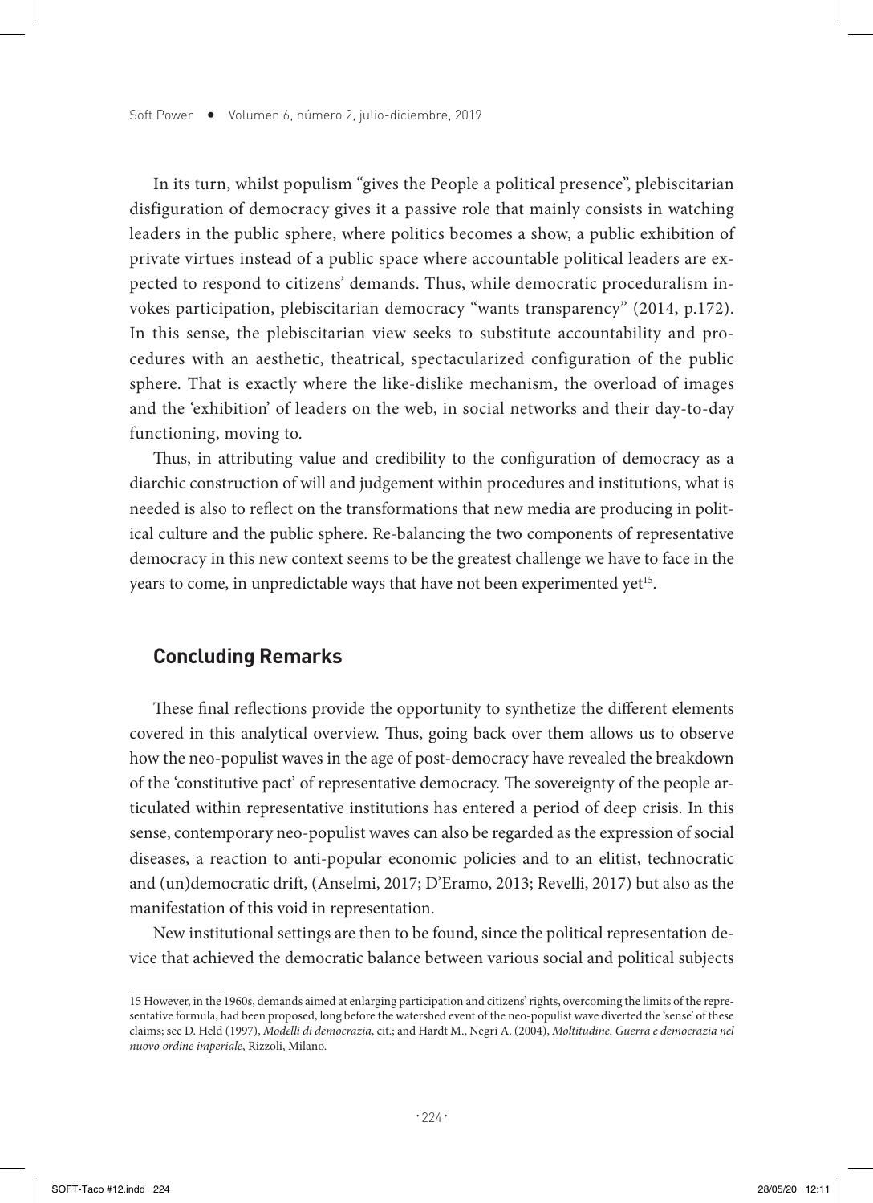In its turn, whilst populism "gives the People a political presence", plebiscitarian disfiguration of democracy gives it a passive role that mainly consists in watching leaders in the public sphere, where politics becomes a show, a public exhibition of private virtues instead of a public space where accountable political leaders are expected to respond to citizens' demands. Thus, while democratic proceduralism invokes participation, plebiscitarian democracy "wants transparency" (2014, p.172). In this sense, the plebiscitarian view seeks to substitute accountability and procedures with an aesthetic, theatrical, spectacularized configuration of the public sphere. That is exactly where the like-dislike mechanism, the overload of images and the 'exhibition' of leaders on the web, in social networks and their day-to-day functioning, moving to.

Thus, in attributing value and credibility to the configuration of democracy as a diarchic construction of will and judgement within procedures and institutions, what is needed is also to reflect on the transformations that new media are producing in political culture and the public sphere. Re-balancing the two components of representative democracy in this new context seems to be the greatest challenge we have to face in the years to come, in unpredictable ways that have not been experimented yet[15].

## Concluding Remarks

These final reflections provide the opportunity to synthetize the different elements covered in this analytical overview. Thus, going back over them allows us to observe how the neo-populist waves in the age of post-democracy have revealed the breakdown of the 'constitutive pact' of representative democracy. The sovereignty of the people articulated within representative institutions has entered a period of deep crisis. In this sense, contemporary neo-populist waves can also be regarded as the expression of social diseases, a reaction to anti-popular economic policies and to an elitist, technocratic and (un)democratic drift, (Anselmi, 2017; D'Eramo, 2013; Revelli, 2017) but also as the manifestation of this void in representation.

New institutional settings are then to be found, since the political representation device that achieved the democratic balance between various social and political subjects

---

15 However, in the 1960s, demands aimed at enlarging participation and citizens' rights, overcoming the limits of the representative formula, had been proposed, long before the watershed event of the neo-populist wave diverted the 'sense' of these claims; see D. Held (1997), *Modelli di democrazia*, cit.; and Hardt M., Negri A. (2004), *Moltitudine. Guerra e democrazia nel nuovo ordine imperiale*, Rizzoli, Milano.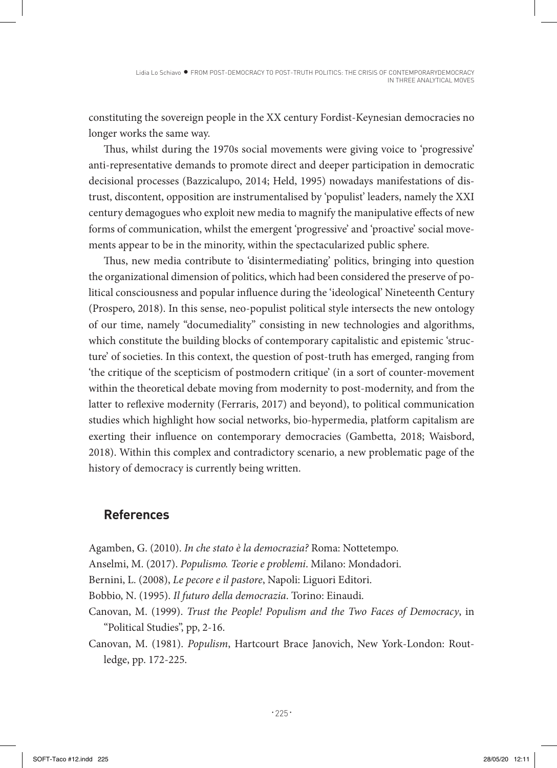constituting the sovereign people in the XX century Fordist-Keynesian democracies no longer works the same way.

Thus, whilst during the 1970s social movements were giving voice to 'progressive' anti-representative demands to promote direct and deeper participation in democratic decisional processes (Bazzicalupo, 2014; Held, 1995) nowadays manifestations of distrust, discontent, opposition are instrumentalised by 'populist' leaders, namely the XXI century demagogues who exploit new media to magnify the manipulative effects of new forms of communication, whilst the emergent 'progressive' and 'proactive' social movements appear to be in the minority, within the spectacularized public sphere.

Thus, new media contribute to 'disintermediating' politics, bringing into question the organizational dimension of politics, which had been considered the preserve of political consciousness and popular influence during the 'ideological' Nineteenth Century (Prospero, 2018). In this sense, neo-populist political style intersects the new ontology of our time, namely "documediality" consisting in new technologies and algorithms, which constitute the building blocks of contemporary capitalistic and epistemic 'structure' of societies. In this context, the question of post-truth has emerged, ranging from 'the critique of the scepticism of postmodern critique' (in a sort of counter-movement within the theoretical debate moving from modernity to post-modernity, and from the latter to reflexive modernity (Ferraris, 2017) and beyond), to political communication studies which highlight how social networks, bio-hypermedia, platform capitalism are exerting their influence on contemporary democracies (Gambetta, 2018; Waisbord, 2018). Within this complex and contradictory scenario, a new problematic page of the history of democracy is currently being written.

## References

Agamben, G. (2010). *In che stato è la democrazia?* Roma: Nottetempo.

Anselmi, M. (2017). *Populismo. Teorie e problemi*. Milano: Mondadori.

Bernini, L. (2008), *Le pecore e il pastore*, Napoli: Liguori Editori.

Bobbio, N. (1995). *Il futuro della democrazia*. Torino: Einaudi.

Canovan, M. (1999). *Trust the People! Populism and the Two Faces of Democracy*, in "Political Studies", pp, 2-16.

Canovan, M. (1981). *Populism*, Hartcourt Brace Janovich, New York-London: Routledge, pp. 172-225.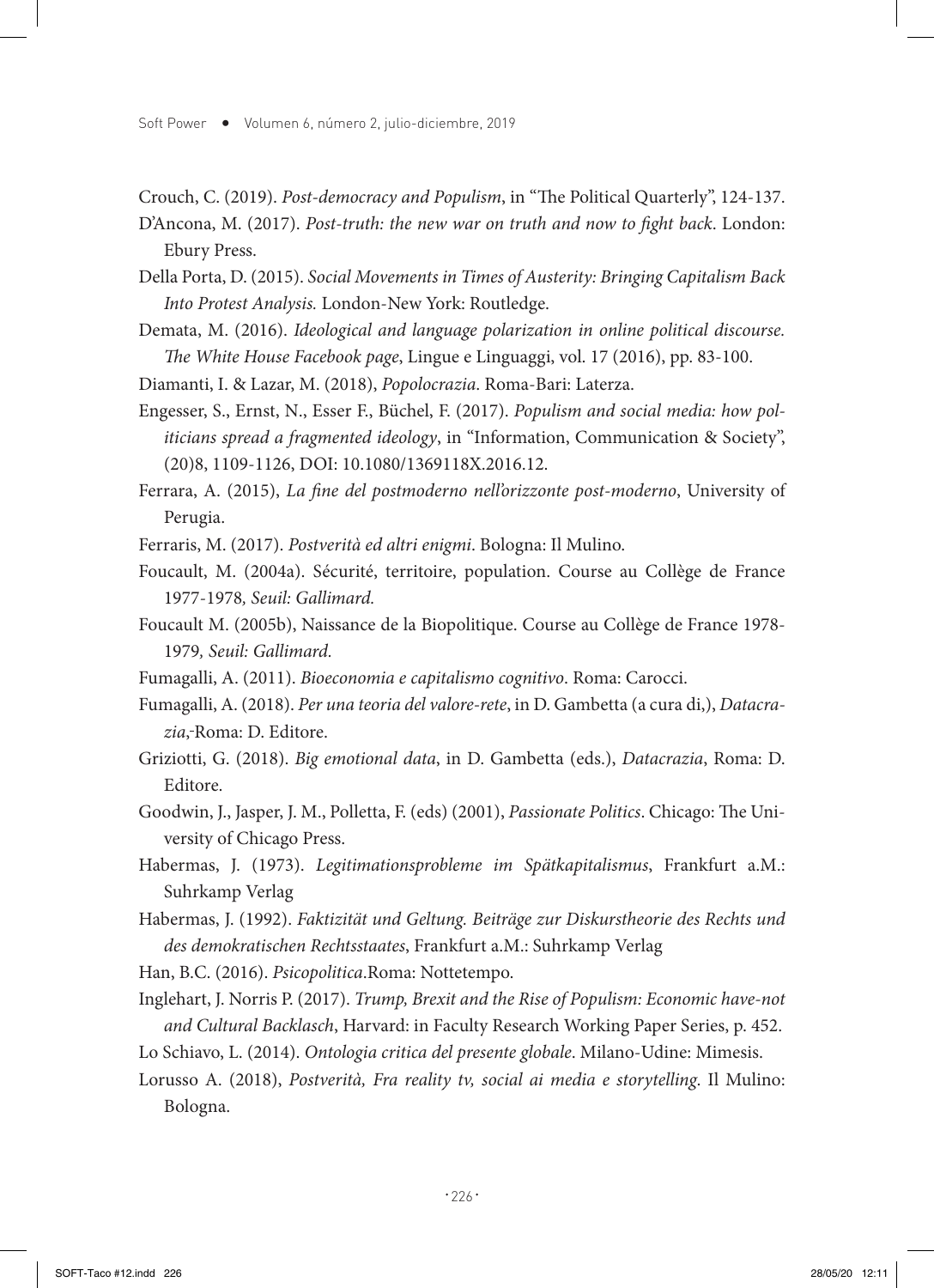Crouch, C. (2019). *Post-democracy and Populism*, in "The Political Quarterly", 124-137.

D'Ancona, M. (2017). *Post-truth: the new war on truth and now to fight back*. London: Ebury Press.

Della Porta, D. (2015). *Social Movements in Times of Austerity: Bringing Capitalism Back Into Protest Analysis.* London-New York: Routledge.

Demata, M. (2016). *Ideological and language polarization in online political discourse. The White House Facebook page*, Lingue e Linguaggi, vol. 17 (2016), pp. 83-100.

Diamanti, I. & Lazar, M. (2018), *Popolocrazia*. Roma-Bari: Laterza.

Engesser, S., Ernst, N., Esser F., Büchel, F. (2017). *Populism and social media: how politicians spread a fragmented ideology*, in "Information, Communication & Society", (20)8, 1109-1126, DOI: 10.1080/1369118X.2016.12.

Ferrara, A. (2015), *La fine del postmoderno nell'orizzonte post-moderno*, University of Perugia.

Ferraris, M. (2017). *Postverità ed altri enigmi*. Bologna: Il Mulino.

Foucault, M. (2004a). Sécurité, territoire, population. Course au Collège de France 1977-1978*, Seuil: Gallimard.*

Foucault M. (2005b), Naissance de la Biopolitique. Course au Collège de France 1978-1979*, Seuil: Gallimard.*

Fumagalli, A. (2011). *Bioeconomia e capitalismo cognitivo*. Roma: Carocci.

Fumagalli, A. (2018). *Per una teoria del valore-rete*, in D. Gambetta (a cura di,), *Datacrazia*,-Roma: D. Editore.

Griziotti, G. (2018). *Big emotional data*, in D. Gambetta (eds.), *Datacrazia*, Roma: D. Editore.

Goodwin, J., Jasper, J. M., Polletta, F. (eds) (2001), *Passionate Politics*. Chicago: The University of Chicago Press.

Habermas, J. (1973). *Legitimationsprobleme im Spätkapitalismus*, Frankfurt a.M.: Suhrkamp Verlag

Habermas, J. (1992). *Faktizität und Geltung. Beiträge zur Diskurstheorie des Rechts und des demokratischen Rechtsstaates*, Frankfurt a.M.: Suhrkamp Verlag

Han, B.C. (2016). *Psicopolitica*.Roma: Nottetempo.

Inglehart, J. Norris P. (2017). *Trump, Brexit and the Rise of Populism: Economic have-not and Cultural Backlasch*, Harvard: in Faculty Research Working Paper Series, p. 452.

Lo Schiavo, L. (2014). *Ontologia critica del presente globale*. Milano-Udine: Mimesis.

Lorusso A. (2018), *Postverità, Fra reality tv, social ai media e storytelling*. Il Mulino: Bologna.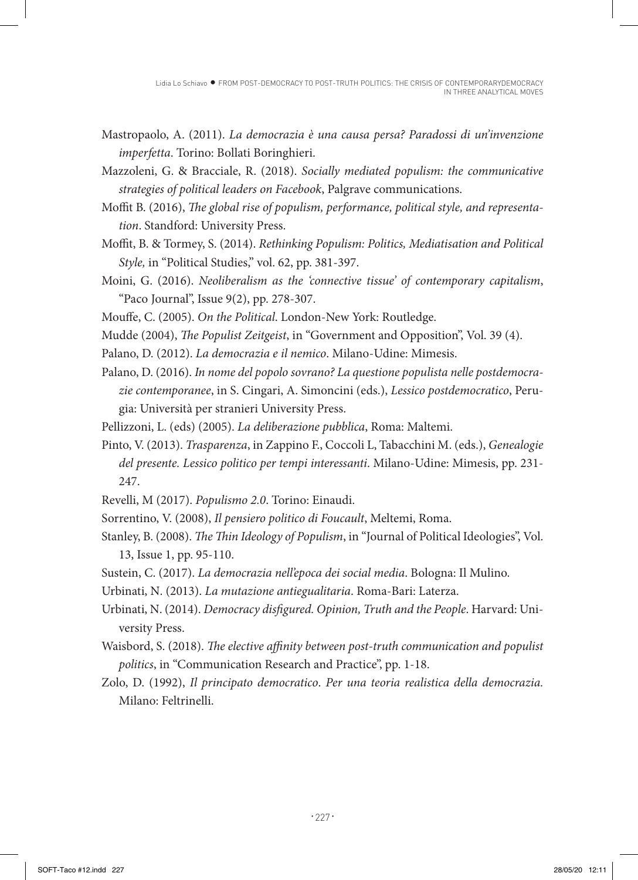Mastropaolo, A. (2011). *La democrazia è una causa persa? Paradossi di un'invenzione imperfetta*. Torino: Bollati Boringhieri.

Mazzoleni, G. & Bracciale, R. (2018). *Socially mediated populism: the communicative strategies of political leaders on Facebook*, Palgrave communications.

Moffit B. (2016), *The global rise of populism, performance, political style, and representation*. Standford: University Press.

Moffit, B. & Tormey, S. (2014). *Rethinking Populism: Politics, Mediatisation and Political Style,* in "Political Studies," vol. 62, pp. 381-397.

Moini, G. (2016). *Neoliberalism as the 'connective tissue' of contemporary capitalism*, "Paco Journal", Issue 9(2), pp. 278-307.

Mouffe, C. (2005). *On the Political*. London-New York: Routledge.

Mudde (2004), *The Populist Zeitgeist*, in "Government and Opposition", Vol. 39 (4).

Palano, D. (2012). *La democrazia e il nemico*. Milano-Udine: Mimesis.

Palano, D. (2016). *In nome del popolo sovrano? La questione populista nelle postdemocrazie contemporanee*, in S. Cingari, A. Simoncini (eds.), *Lessico postdemocratico*, Perugia: Università per stranieri University Press.

Pellizzoni, L. (eds) (2005). *La deliberazione pubblica*, Roma: Maltemi.

Pinto, V. (2013). *Trasparenza*, in Zappino F., Coccoli L, Tabacchini M. (eds.), *Genealogie del presente. Lessico politico per tempi interessanti*. Milano-Udine: Mimesis, pp. 231-247.

Revelli, M (2017). *Populismo 2.0*. Torino: Einaudi.

Sorrentino, V. (2008), *Il pensiero politico di Foucault*, Meltemi, Roma.

Stanley, B. (2008). *The Thin Ideology of Populism*, in "Journal of Political Ideologies", Vol. 13, Issue 1, pp. 95-110.

Sustein, C. (2017). *La democrazia nell'epoca dei social media*. Bologna: Il Mulino.

Urbinati, N. (2013). *La mutazione antiegualitaria*. Roma-Bari: Laterza.

Urbinati, N. (2014). *Democracy disfigured. Opinion, Truth and the People*. Harvard: University Press.

Waisbord, S. (2018). *The elective affinity between post-truth communication and populist politics*, in "Communication Research and Practice", pp. 1-18.

Zolo, D. (1992), *Il principato democratico*. *Per una teoria realistica della democrazia.* Milano: Feltrinelli.